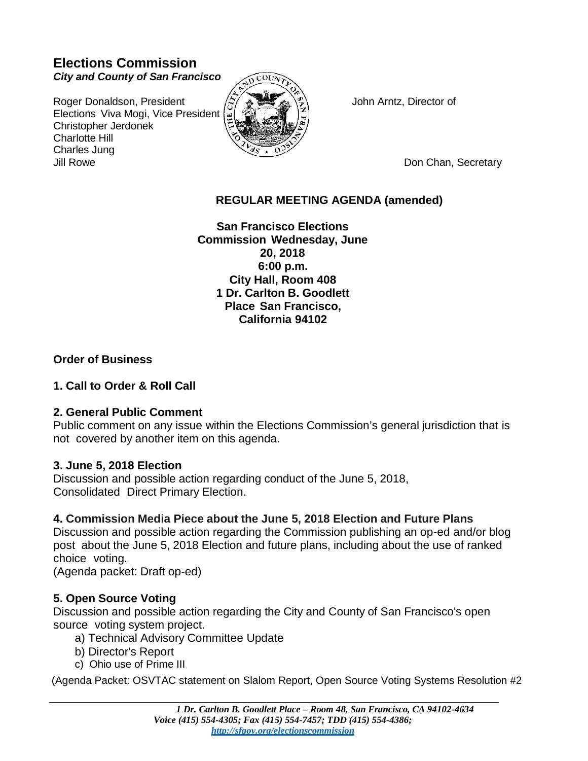# Elections Commission

***City and County of San Francisco***

Roger Donaldson, President
Elections Viva Mogi, Vice President
Christopher Jerdonek
Charlotte Hill
Charles Jung
Jill Rowe

John Arntz, Director of

Don Chan, Secretary

## REGULAR MEETING AGENDA (amended)

**San Francisco Elections Commission Wednesday, June 20, 2018**
**6:00 p.m.**
**City Hall, Room 408**
**1 Dr. Carlton B. Goodlett Place San Francisco, California 94102**

### Order of Business

### 1. Call to Order & Roll Call

### 2. General Public Comment

Public comment on any issue within the Elections Commission's general jurisdiction that is not covered by another item on this agenda.

### 3. June 5, 2018 Election

Discussion and possible action regarding conduct of the June 5, 2018, Consolidated Direct Primary Election.

### 4. Commission Media Piece about the June 5, 2018 Election and Future Plans

Discussion and possible action regarding the Commission publishing an op-ed and/or blog post about the June 5, 2018 Election and future plans, including about the use of ranked choice voting.
(Agenda packet: Draft op-ed)

### 5. Open Source Voting

Discussion and possible action regarding the City and County of San Francisco's open source voting system project.

a) Technical Advisory Committee Update
b) Director's Report
c) Ohio use of Prime III

(Agenda Packet: OSVTAC statement on Slalom Report, Open Source Voting Systems Resolution #2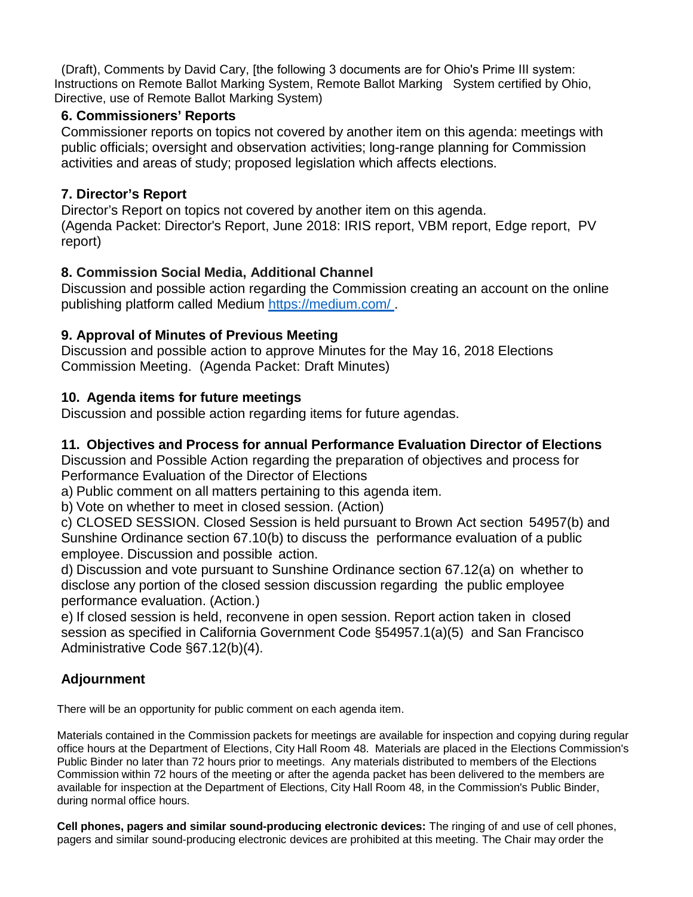(Draft), Comments by David Cary, [the following 3 documents are for Ohio's Prime III system: Instructions on Remote Ballot Marking System, Remote Ballot Marking System certified by Ohio, Directive, use of Remote Ballot Marking System)

### 6. Commissioners' Reports

Commissioner reports on topics not covered by another item on this agenda: meetings with public officials; oversight and observation activities; long-range planning for Commission activities and areas of study; proposed legislation which affects elections.

### 7. Director's Report

Director's Report on topics not covered by another item on this agenda.
(Agenda Packet: Director's Report, June 2018: IRIS report, VBM report, Edge report, PV report)

### 8. Commission Social Media, Additional Channel

Discussion and possible action regarding the Commission creating an account on the online publishing platform called Medium [https://medium.com/](https://medium.com/) .

### 9. Approval of Minutes of Previous Meeting

Discussion and possible action to approve Minutes for the May 16, 2018 Elections Commission Meeting. (Agenda Packet: Draft Minutes)

### 10. Agenda items for future meetings

Discussion and possible action regarding items for future agendas.

### 11. Objectives and Process for annual Performance Evaluation Director of Elections

Discussion and Possible Action regarding the preparation of objectives and process for Performance Evaluation of the Director of Elections

a) Public comment on all matters pertaining to this agenda item.
b) Vote on whether to meet in closed session. (Action)
c) CLOSED SESSION. Closed Session is held pursuant to Brown Act section 54957(b) and Sunshine Ordinance section 67.10(b) to discuss the performance evaluation of a public employee. Discussion and possible action.
d) Discussion and vote pursuant to Sunshine Ordinance section 67.12(a) on whether to disclose any portion of the closed session discussion regarding the public employee performance evaluation. (Action.)
e) If closed session is held, reconvene in open session. Report action taken in closed session as specified in California Government Code §54957.1(a)(5) and San Francisco Administrative Code §67.12(b)(4).

### Adjournment

There will be an opportunity for public comment on each agenda item.

Materials contained in the Commission packets for meetings are available for inspection and copying during regular office hours at the Department of Elections, City Hall Room 48. Materials are placed in the Elections Commission's Public Binder no later than 72 hours prior to meetings. Any materials distributed to members of the Elections Commission within 72 hours of the meeting or after the agenda packet has been delivered to the members are available for inspection at the Department of Elections, City Hall Room 48, in the Commission's Public Binder, during normal office hours.

**Cell phones, pagers and similar sound-producing electronic devices:** The ringing of and use of cell phones, pagers and similar sound-producing electronic devices are prohibited at this meeting. The Chair may order the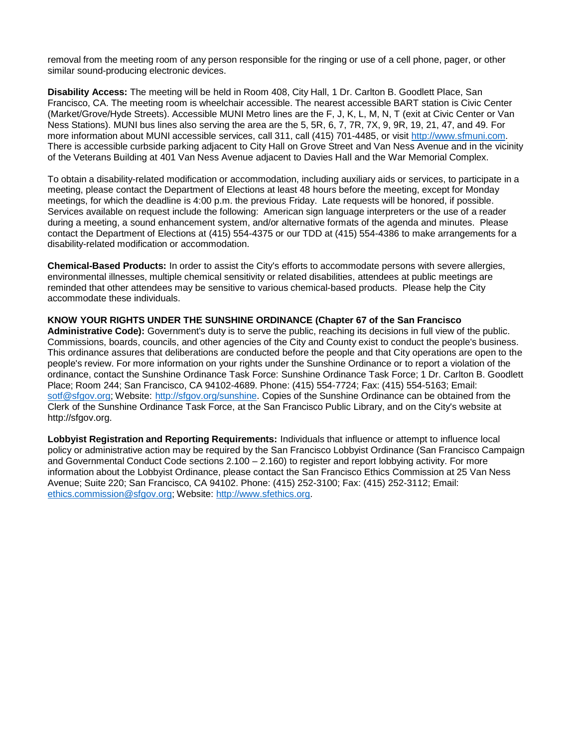removal from the meeting room of any person responsible for the ringing or use of a cell phone, pager, or other similar sound-producing electronic devices.

**Disability Access:** The meeting will be held in Room 408, City Hall, 1 Dr. Carlton B. Goodlett Place, San Francisco, CA. The meeting room is wheelchair accessible. The nearest accessible BART station is Civic Center (Market/Grove/Hyde Streets). Accessible MUNI Metro lines are the F, J, K, L, M, N, T (exit at Civic Center or Van Ness Stations). MUNI bus lines also serving the area are the 5, 5R, 6, 7, 7R, 7X, 9, 9R, 19, 21, 47, and 49. For more information about MUNI accessible services, call 311, call (415) 701-4485, or visit [http://www.sfmuni.com](http://www.sfmuni.com). There is accessible curbside parking adjacent to City Hall on Grove Street and Van Ness Avenue and in the vicinity of the Veterans Building at 401 Van Ness Avenue adjacent to Davies Hall and the War Memorial Complex.

To obtain a disability-related modification or accommodation, including auxiliary aids or services, to participate in a meeting, please contact the Department of Elections at least 48 hours before the meeting, except for Monday meetings, for which the deadline is 4:00 p.m. the previous Friday. Late requests will be honored, if possible. Services available on request include the following: American sign language interpreters or the use of a reader during a meeting, a sound enhancement system, and/or alternative formats of the agenda and minutes. Please contact the Department of Elections at (415) 554-4375 or our TDD at (415) 554-4386 to make arrangements for a disability-related modification or accommodation.

**Chemical-Based Products:** In order to assist the City's efforts to accommodate persons with severe allergies, environmental illnesses, multiple chemical sensitivity or related disabilities, attendees at public meetings are reminded that other attendees may be sensitive to various chemical-based products. Please help the City accommodate these individuals.

**KNOW YOUR RIGHTS UNDER THE SUNSHINE ORDINANCE (Chapter 67 of the San Francisco Administrative Code):** Government's duty is to serve the public, reaching its decisions in full view of the public. Commissions, boards, councils, and other agencies of the City and County exist to conduct the people's business. This ordinance assures that deliberations are conducted before the people and that City operations are open to the people's review. For more information on your rights under the Sunshine Ordinance or to report a violation of the ordinance, contact the Sunshine Ordinance Task Force: Sunshine Ordinance Task Force; 1 Dr. Carlton B. Goodlett Place; Room 244; San Francisco, CA 94102-4689. Phone: (415) 554-7724; Fax: (415) 554-5163; Email: [sotf@sfgov.org](mailto:sotf@sfgov.org); Website: [http://sfgov.org/sunshine](http://sfgov.org/sunshine). Copies of the Sunshine Ordinance can be obtained from the Clerk of the Sunshine Ordinance Task Force, at the San Francisco Public Library, and on the City's website at http://sfgov.org.

**Lobbyist Registration and Reporting Requirements:** Individuals that influence or attempt to influence local policy or administrative action may be required by the San Francisco Lobbyist Ordinance (San Francisco Campaign and Governmental Conduct Code sections 2.100 – 2.160) to register and report lobbying activity. For more information about the Lobbyist Ordinance, please contact the San Francisco Ethics Commission at 25 Van Ness Avenue; Suite 220; San Francisco, CA 94102. Phone: (415) 252-3100; Fax: (415) 252-3112; Email: [ethics.commission@sfgov.org](mailto:ethics.commission@sfgov.org); Website: [http://www.sfethics.org](http://www.sfethics.org).